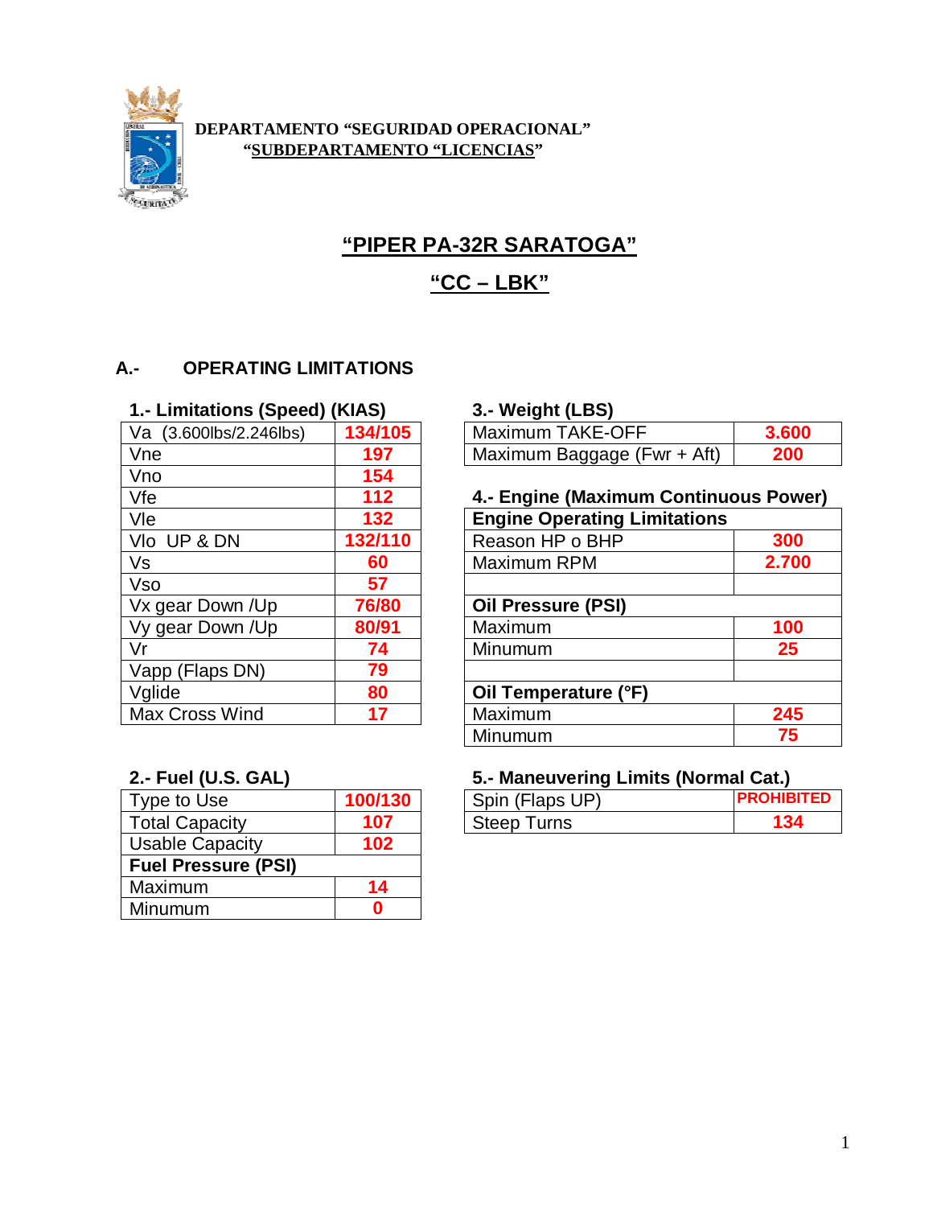**DEPARTAMENTO “SEGURIDAD OPERACIONAL”**
**“SUBDEPARTAMENTO “LICENCIAS”**

# “PIPER PA-32R SARATOGA”

## “CC – LBK”

### A.- OPERATING LIMITATIONS

**1.- Limitations (Speed) (KIAS)**

| | |
|---|---|
| Va (3.600lbs/2.246lbs) | 134/105 |
| Vne | 197 |
| Vno | 154 |
| Vfe | 112 |
| Vle | 132 |
| Vlo UP & DN | 132/110 |
| Vs | 60 |
| Vso | 57 |
| Vx gear Down /Up | 76/80 |
| Vy gear Down /Up | 80/91 |
| Vr | 74 |
| Vapp (Flaps DN) | 79 |
| Vglide | 80 |
| Max Cross Wind | 17 |

**2.- Fuel (U.S. GAL)**

| | |
|---|---|
| Type to Use | 100/130 |
| Total Capacity | 107 |
| Usable Capacity | 102 |
| **Fuel Pressure (PSI)** | |
| Maximum | 14 |
| Minumum | 0 |

**3.- Weight (LBS)**

| | |
|---|---|
| Maximum TAKE-OFF | 3.600 |
| Maximum Baggage (Fwr + Aft) | 200 |

**4.- Engine (Maximum Continuous Power)**

| | |
|---|---|
| **Engine Operating Limitations** | |
| Reason HP o BHP | 300 |
| Maximum RPM | 2.700 |
| | |
| **Oil Pressure (PSI)** | |
| Maximum | 100 |
| Minumum | 25 |
| | |
| **Oil Temperature (°F)** | |
| Maximum | 245 |
| Minumum | 75 |

**5.- Maneuvering Limits (Normal Cat.)**

| | |
|---|---|
| Spin (Flaps UP) | PROHIBITED |
| Steep Turns | 134 |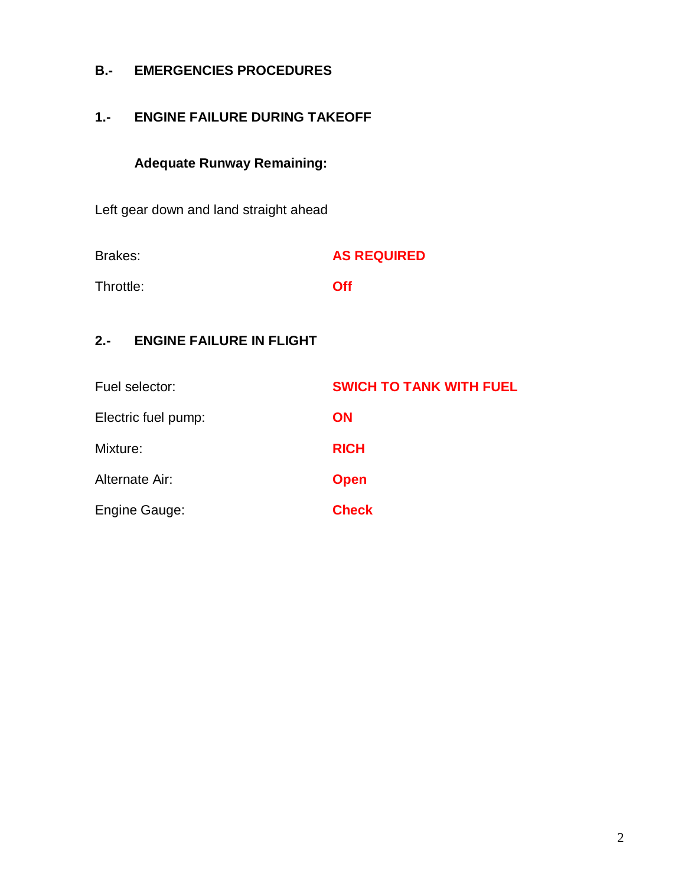## B.- EMERGENCIES PROCEDURES

### 1.- ENGINE FAILURE DURING TAKEOFF

**Adequate Runway Remaining:**

Left gear down and land straight ahead

| | |
|---|---|
| Brakes: | **AS REQUIRED** |
| Throttle: | **Off** |

### 2.- ENGINE FAILURE IN FLIGHT

| | |
|---|---|
| Fuel selector: | **SWICH TO TANK WITH FUEL** |
| Electric fuel pump: | **ON** |
| Mixture: | **RICH** |
| Alternate Air: | **Open** |
| Engine Gauge: | **Check** |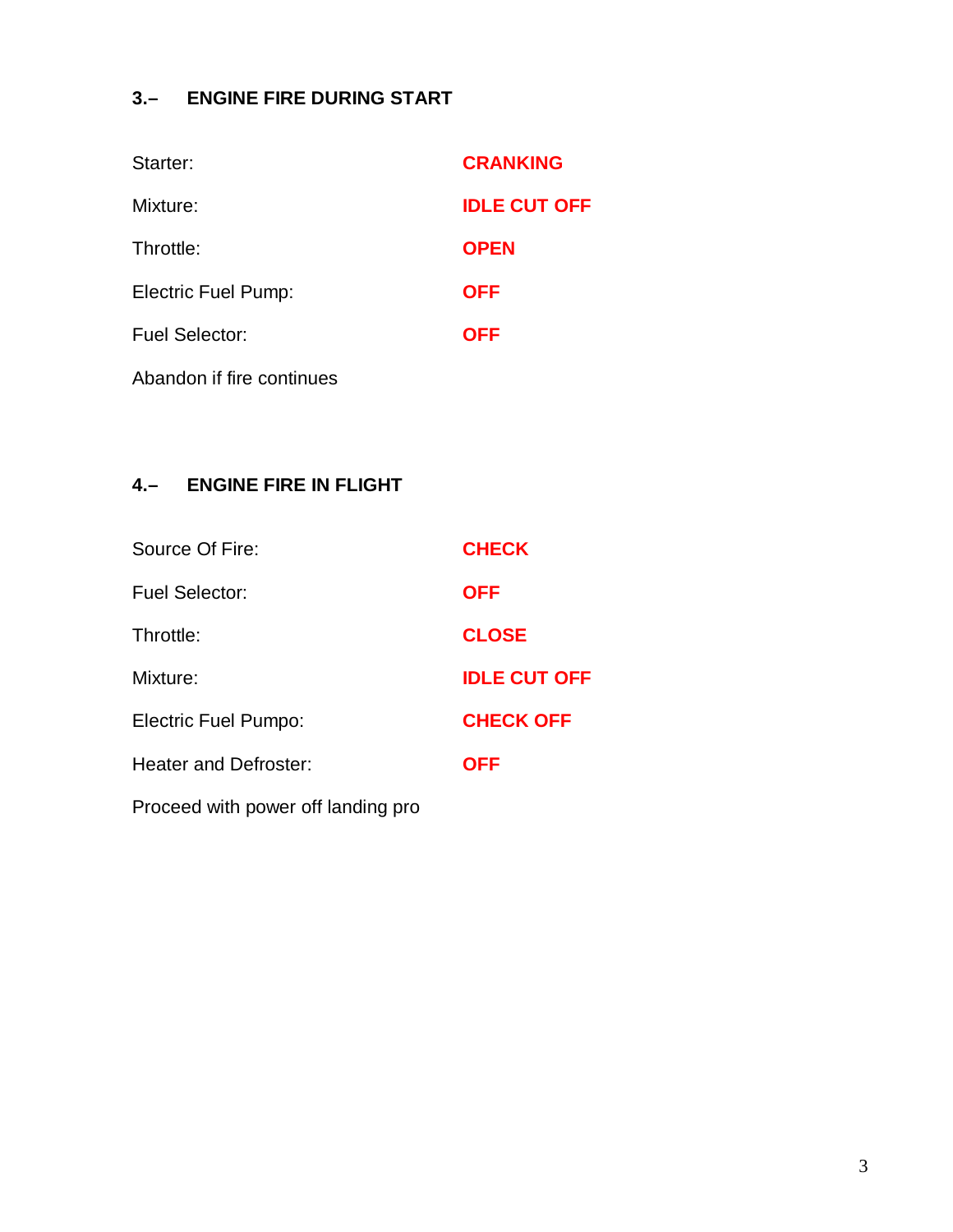## 3.– ENGINE FIRE DURING START

| | |
|---|---|
| Starter: | **CRANKING** |
| Mixture: | **IDLE CUT OFF** |
| Throttle: | **OPEN** |
| Electric Fuel Pump: | **OFF** |
| Fuel Selector: | **OFF** |

Abandon if fire continues

## 4.– ENGINE FIRE IN FLIGHT

| | |
|---|---|
| Source Of Fire: | **CHECK** |
| Fuel Selector: | **OFF** |
| Throttle: | **CLOSE** |
| Mixture: | **IDLE CUT OFF** |
| Electric Fuel Pumpo: | **CHECK OFF** |
| Heater and Defroster: | **OFF** |

Proceed with power off landing pro